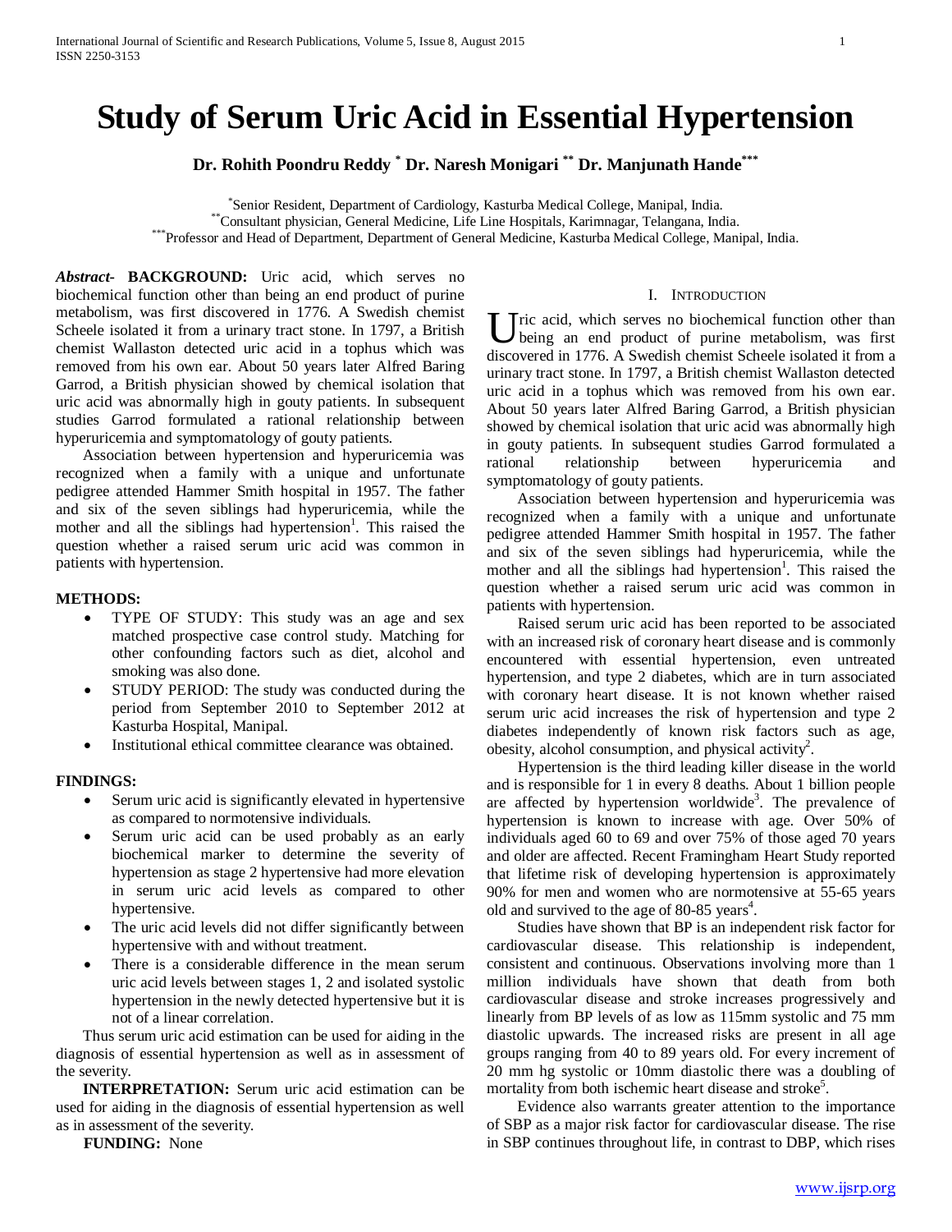# Study of Serum Uric Acid in Essential Hypertension

**Dr. Rohith Poondru Reddy [*] Dr. Naresh Monigari [**] Dr. Manjunath Hande[***]**

[*]Senior Resident, Department of Cardiology, Kasturba Medical College, Manipal, India.
[**]Consultant physician, General Medicine, Life Line Hospitals, Karimnagar, Telangana, India.
[***]Professor and Head of Department, Department of General Medicine, Kasturba Medical College, Manipal, India.

***Abstract*- BACKGROUND:** Uric acid, which serves no biochemical function other than being an end product of purine metabolism, was first discovered in 1776. A Swedish chemist Scheele isolated it from a urinary tract stone. In 1797, a British chemist Wallaston detected uric acid in a tophus which was removed from his own ear. About 50 years later Alfred Baring Garrod, a British physician showed by chemical isolation that uric acid was abnormally high in gouty patients. In subsequent studies Garrod formulated a rational relationship between hyperuricemia and symptomatology of gouty patients.

Association between hypertension and hyperuricemia was recognized when a family with a unique and unfortunate pedigree attended Hammer Smith hospital in 1957. The father and six of the seven siblings had hyperuricemia, while the mother and all the siblings had hypertension[1]. This raised the question whether a raised serum uric acid was common in patients with hypertension.

**METHODS:**

- TYPE OF STUDY: This study was an age and sex matched prospective case control study. Matching for other confounding factors such as diet, alcohol and smoking was also done.
- STUDY PERIOD: The study was conducted during the period from September 2010 to September 2012 at Kasturba Hospital, Manipal.
- Institutional ethical committee clearance was obtained.

**FINDINGS:**

- Serum uric acid is significantly elevated in hypertensive as compared to normotensive individuals.
- Serum uric acid can be used probably as an early biochemical marker to determine the severity of hypertension as stage 2 hypertensive had more elevation in serum uric acid levels as compared to other hypertensive.
- The uric acid levels did not differ significantly between hypertensive with and without treatment.
- There is a considerable difference in the mean serum uric acid levels between stages 1, 2 and isolated systolic hypertension in the newly detected hypertensive but it is not of a linear correlation.

Thus serum uric acid estimation can be used for aiding in the diagnosis of essential hypertension as well as in assessment of the severity.

**INTERPRETATION:** Serum uric acid estimation can be used for aiding in the diagnosis of essential hypertension as well as in assessment of the severity.

**FUNDING:** None

## I. Introduction

Uric acid, which serves no biochemical function other than being an end product of purine metabolism, was first discovered in 1776. A Swedish chemist Scheele isolated it from a urinary tract stone. In 1797, a British chemist Wallaston detected uric acid in a tophus which was removed from his own ear. About 50 years later Alfred Baring Garrod, a British physician showed by chemical isolation that uric acid was abnormally high in gouty patients. In subsequent studies Garrod formulated a rational relationship between hyperuricemia and symptomatology of gouty patients.

Association between hypertension and hyperuricemia was recognized when a family with a unique and unfortunate pedigree attended Hammer Smith hospital in 1957. The father and six of the seven siblings had hyperuricemia, while the mother and all the siblings had hypertension[1]. This raised the question whether a raised serum uric acid was common in patients with hypertension.

Raised serum uric acid has been reported to be associated with an increased risk of coronary heart disease and is commonly encountered with essential hypertension, even untreated hypertension, and type 2 diabetes, which are in turn associated with coronary heart disease. It is not known whether raised serum uric acid increases the risk of hypertension and type 2 diabetes independently of known risk factors such as age, obesity, alcohol consumption, and physical activity[2].

Hypertension is the third leading killer disease in the world and is responsible for 1 in every 8 deaths. About 1 billion people are affected by hypertension worldwide[3]. The prevalence of hypertension is known to increase with age. Over 50% of individuals aged 60 to 69 and over 75% of those aged 70 years and older are affected. Recent Framingham Heart Study reported that lifetime risk of developing hypertension is approximately 90% for men and women who are normotensive at 55-65 years old and survived to the age of 80-85 years[4].

Studies have shown that BP is an independent risk factor for cardiovascular disease. This relationship is independent, consistent and continuous. Observations involving more than 1 million individuals have shown that death from both cardiovascular disease and stroke increases progressively and linearly from BP levels of as low as 115mm systolic and 75 mm diastolic upwards. The increased risks are present in all age groups ranging from 40 to 89 years old. For every increment of 20 mm hg systolic or 10mm diastolic there was a doubling of mortality from both ischemic heart disease and stroke[5].

Evidence also warrants greater attention to the importance of SBP as a major risk factor for cardiovascular disease. The rise in SBP continues throughout life, in contrast to DBP, which rises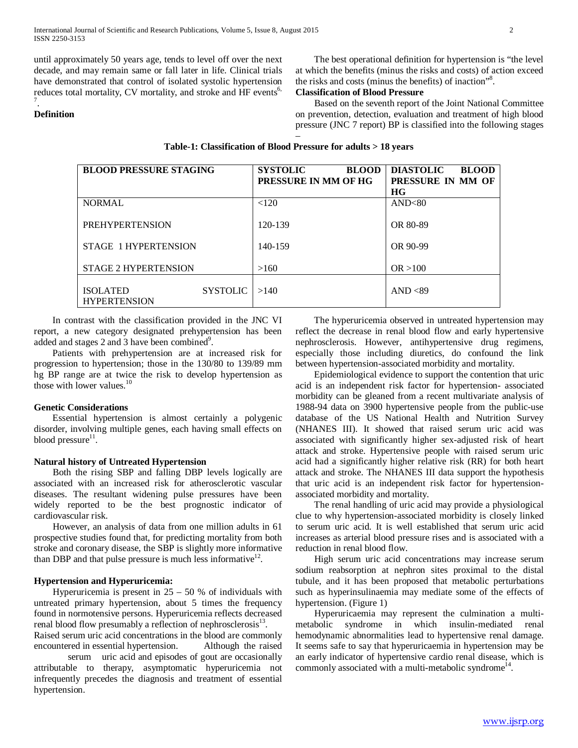until approximately 50 years age, tends to level off over the next decade, and may remain same or fall later in life. Clinical trials have demonstrated that control of isolated systolic hypertension reduces total mortality, CV mortality, and stroke and HF events[6, 7].

**Definition**

The best operational definition for hypertension is "the level at which the benefits (minus the risks and costs) of action exceed the risks and costs (minus the benefits) of inaction"[8].

**Classification of Blood Pressure**

Based on the seventh report of the Joint National Committee on prevention, detection, evaluation and treatment of high blood pressure (JNC 7 report) BP is classified into the following stages –

**Table-1: Classification of Blood Pressure for adults > 18 years**

| BLOOD PRESSURE STAGING | SYSTOLIC BLOOD PRESSURE IN MM OF HG | DIASTOLIC BLOOD PRESSURE IN MM OF HG |
|---|---|---|
| NORMAL | <120 | AND<80 |
| PREHYPERTENSION | 120-139 | OR 80-89 |
| STAGE 1 HYPERTENSION | 140-159 | OR 90-99 |
| STAGE 2 HYPERTENSION | >160 | OR >100 |
| ISOLATED SYSTOLIC HYPERTENSION | >140 | AND <89 |

In contrast with the classification provided in the JNC VI report, a new category designated prehypertension has been added and stages 2 and 3 have been combined[9].

Patients with prehypertension are at increased risk for progression to hypertension; those in the 130/80 to 139/89 mm hg BP range are at twice the risk to develop hypertension as those with lower values.[10]

**Genetic Considerations**

Essential hypertension is almost certainly a polygenic disorder, involving multiple genes, each having small effects on blood pressure[11].

**Natural history of Untreated Hypertension**

Both the rising SBP and falling DBP levels logically are associated with an increased risk for atherosclerotic vascular diseases. The resultant widening pulse pressures have been widely reported to be the best prognostic indicator of cardiovascular risk.

However, an analysis of data from one million adults in 61 prospective studies found that, for predicting mortality from both stroke and coronary disease, the SBP is slightly more informative than DBP and that pulse pressure is much less informative[12].

**Hypertension and Hyperuricemia:**

Hyperuricemia is present in 25 – 50 % of individuals with untreated primary hypertension, about 5 times the frequency found in normotensive persons. Hyperuricemia reflects decreased renal blood flow presumably a reflection of nephrosclerosis[13].

Raised serum uric acid concentrations in the blood are commonly encountered in essential hypertension. Although the raised serum uric acid and episodes of gout are occasionally attributable to therapy, asymptomatic hyperuricemia not infrequently precedes the diagnosis and treatment of essential hypertension.

The hyperuricemia observed in untreated hypertension may reflect the decrease in renal blood flow and early hypertensive nephrosclerosis. However, antihypertensive drug regimens, especially those including diuretics, do confound the link between hypertension-associated morbidity and mortality.

Epidemiological evidence to support the contention that uric acid is an independent risk factor for hypertension- associated morbidity can be gleaned from a recent multivariate analysis of 1988-94 data on 3900 hypertensive people from the public-use database of the US National Health and Nutrition Survey (NHANES III). It showed that raised serum uric acid was associated with significantly higher sex-adjusted risk of heart attack and stroke. Hypertensive people with raised serum uric acid had a significantly higher relative risk (RR) for both heart attack and stroke. The NHANES III data support the hypothesis that uric acid is an independent risk factor for hypertension-associated morbidity and mortality.

The renal handling of uric acid may provide a physiological clue to why hypertension-associated morbidity is closely linked to serum uric acid. It is well established that serum uric acid increases as arterial blood pressure rises and is associated with a reduction in renal blood flow.

High serum uric acid concentrations may increase serum sodium reabsorption at nephron sites proximal to the distal tubule, and it has been proposed that metabolic perturbations such as hyperinsulinaemia may mediate some of the effects of hypertension. (Figure 1)

Hyperuricaemia may represent the culmination a multi-metabolic syndrome in which insulin-mediated renal hemodynamic abnormalities lead to hypertensive renal damage. It seems safe to say that hyperuricaemia in hypertension may be an early indicator of hypertensive cardio renal disease, which is commonly associated with a multi-metabolic syndrome[14].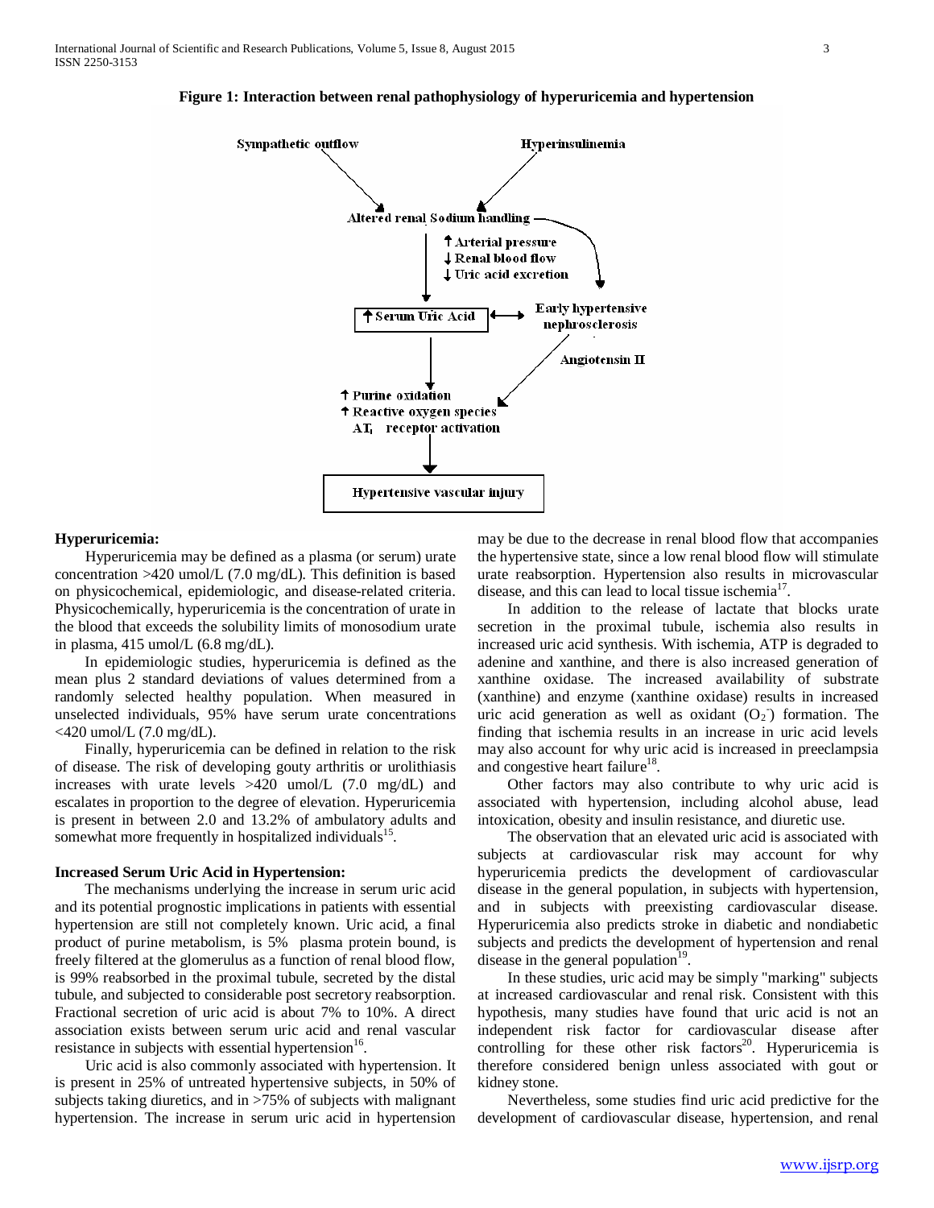**Figure 1: Interaction between renal pathophysiology of hyperuricemia and hypertension**

**Hyperuricemia:**

Hyperuricemia may be defined as a plasma (or serum) urate concentration >420 umol/L (7.0 mg/dL). This definition is based on physicochemical, epidemiologic, and disease-related criteria. Physicochemically, hyperuricemia is the concentration of urate in the blood that exceeds the solubility limits of monosodium urate in plasma, 415 umol/L (6.8 mg/dL).

In epidemiologic studies, hyperuricemia is defined as the mean plus 2 standard deviations of values determined from a randomly selected healthy population. When measured in unselected individuals, 95% have serum urate concentrations <420 umol/L (7.0 mg/dL).

Finally, hyperuricemia can be defined in relation to the risk of disease. The risk of developing gouty arthritis or urolithiasis increases with urate levels >420 umol/L (7.0 mg/dL) and escalates in proportion to the degree of elevation. Hyperuricemia is present in between 2.0 and 13.2% of ambulatory adults and somewhat more frequently in hospitalized individuals[15].

**Increased Serum Uric Acid in Hypertension:**

The mechanisms underlying the increase in serum uric acid and its potential prognostic implications in patients with essential hypertension are still not completely known. Uric acid, a final product of purine metabolism, is 5% plasma protein bound, is freely filtered at the glomerulus as a function of renal blood flow, is 99% reabsorbed in the proximal tubule, secreted by the distal tubule, and subjected to considerable post secretory reabsorption. Fractional secretion of uric acid is about 7% to 10%. A direct association exists between serum uric acid and renal vascular resistance in subjects with essential hypertension[16].

Uric acid is also commonly associated with hypertension. It is present in 25% of untreated hypertensive subjects, in 50% of subjects taking diuretics, and in >75% of subjects with malignant hypertension. The increase in serum uric acid in hypertension may be due to the decrease in renal blood flow that accompanies the hypertensive state, since a low renal blood flow will stimulate urate reabsorption. Hypertension also results in microvascular disease, and this can lead to local tissue ischemia[17].

In addition to the release of lactate that blocks urate secretion in the proximal tubule, ischemia also results in increased uric acid synthesis. With ischemia, ATP is degraded to adenine and xanthine, and there is also increased generation of xanthine oxidase. The increased availability of substrate (xanthine) and enzyme (xanthine oxidase) results in increased uric acid generation as well as oxidant ($O_2^-$) formation. The finding that ischemia results in an increase in uric acid levels may also account for why uric acid is increased in preeclampsia and congestive heart failure[18].

Other factors may also contribute to why uric acid is associated with hypertension, including alcohol abuse, lead intoxication, obesity and insulin resistance, and diuretic use.

The observation that an elevated uric acid is associated with subjects at cardiovascular risk may account for why hyperuricemia predicts the development of cardiovascular disease in the general population, in subjects with hypertension, and in subjects with preexisting cardiovascular disease. Hyperuricemia also predicts stroke in diabetic and nondiabetic subjects and predicts the development of hypertension and renal disease in the general population[19].

In these studies, uric acid may be simply "marking" subjects at increased cardiovascular and renal risk. Consistent with this hypothesis, many studies have found that uric acid is not an independent risk factor for cardiovascular disease after controlling for these other risk factors[20]. Hyperuricemia is therefore considered benign unless associated with gout or kidney stone.

Nevertheless, some studies find uric acid predictive for the development of cardiovascular disease, hypertension, and renal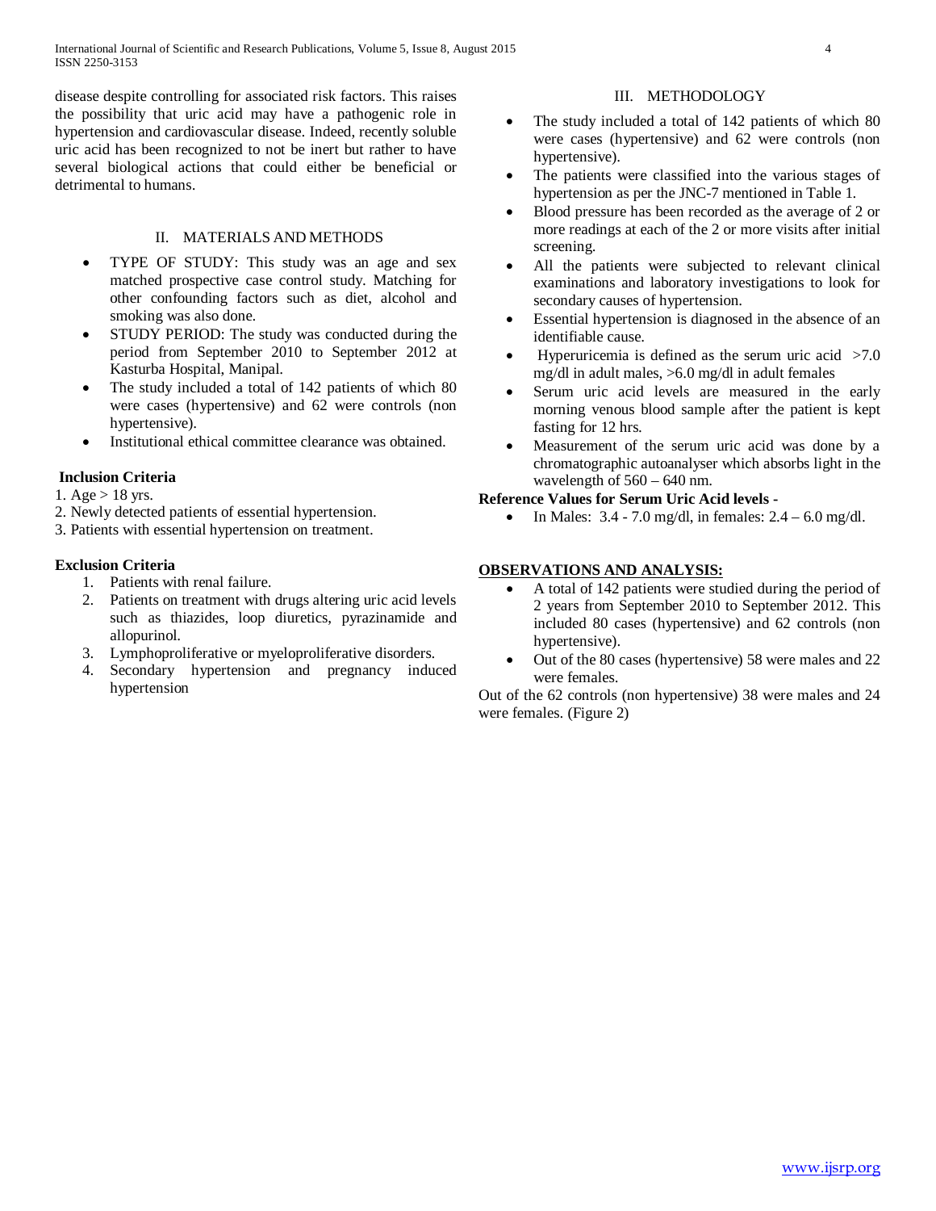disease despite controlling for associated risk factors. This raises the possibility that uric acid may have a pathogenic role in hypertension and cardiovascular disease. Indeed, recently soluble uric acid has been recognized to not be inert but rather to have several biological actions that could either be beneficial or detrimental to humans.

## II. MATERIALS AND METHODS

- TYPE OF STUDY: This study was an age and sex matched prospective case control study. Matching for other confounding factors such as diet, alcohol and smoking was also done.
- STUDY PERIOD: The study was conducted during the period from September 2010 to September 2012 at Kasturba Hospital, Manipal.
- The study included a total of 142 patients of which 80 were cases (hypertensive) and 62 were controls (non hypertensive).
- Institutional ethical committee clearance was obtained.

**Inclusion Criteria**

1. Age > 18 yrs.
2. Newly detected patients of essential hypertension.
3. Patients with essential hypertension on treatment.

**Exclusion Criteria**

1. Patients with renal failure.
2. Patients on treatment with drugs altering uric acid levels such as thiazides, loop diuretics, pyrazinamide and allopurinol.
3. Lymphoproliferative or myeloproliferative disorders.
4. Secondary hypertension and pregnancy induced hypertension

## III. METHODOLOGY

- The study included a total of 142 patients of which 80 were cases (hypertensive) and 62 were controls (non hypertensive).
- The patients were classified into the various stages of hypertension as per the JNC-7 mentioned in Table 1.
- Blood pressure has been recorded as the average of 2 or more readings at each of the 2 or more visits after initial screening.
- All the patients were subjected to relevant clinical examinations and laboratory investigations to look for secondary causes of hypertension.
- Essential hypertension is diagnosed in the absence of an identifiable cause.
- Hyperuricemia is defined as the serum uric acid >7.0 mg/dl in adult males, >6.0 mg/dl in adult females
- Serum uric acid levels are measured in the early morning venous blood sample after the patient is kept fasting for 12 hrs.
- Measurement of the serum uric acid was done by a chromatographic autoanalyser which absorbs light in the wavelength of 560 – 640 nm.

**Reference Values for Serum Uric Acid levels -**

- In Males: 3.4 - 7.0 mg/dl, in females: 2.4 – 6.0 mg/dl.

**OBSERVATIONS AND ANALYSIS:**

- A total of 142 patients were studied during the period of 2 years from September 2010 to September 2012. This included 80 cases (hypertensive) and 62 controls (non hypertensive).
- Out of the 80 cases (hypertensive) 58 were males and 22 were females.

Out of the 62 controls (non hypertensive) 38 were males and 24 were females. (Figure 2)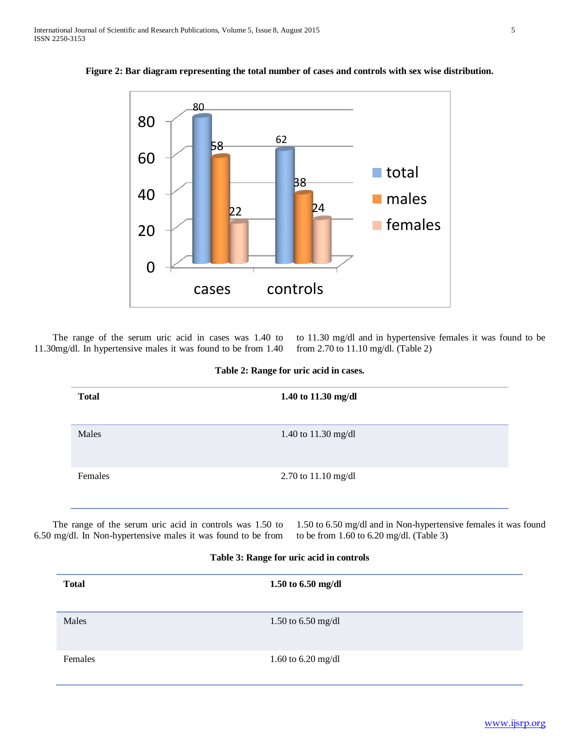**Figure 2: Bar diagram representing the total number of cases and controls with sex wise distribution.**

The range of the serum uric acid in cases was 1.40 to 11.30mg/dl. In hypertensive males it was found to be from 1.40 to 11.30 mg/dl and in hypertensive females it was found to be from 2.70 to 11.10 mg/dl. (Table 2)

**Table 2: Range for uric acid in cases.**

| **Total** | **1.40 to 11.30 mg/dl** |
|---|---|
| Males | 1.40 to 11.30 mg/dl |
| Females | 2.70 to 11.10 mg/dl |

The range of the serum uric acid in controls was 1.50 to 6.50 mg/dl. In Non-hypertensive males it was found to be from 1.50 to 6.50 mg/dl and in Non-hypertensive females it was found to be from 1.60 to 6.20 mg/dl. (Table 3)

**Table 3: Range for uric acid in controls**

| **Total** | **1.50 to 6.50 mg/dl** |
|---|---|
| Males | 1.50 to 6.50 mg/dl |
| Females | 1.60 to 6.20 mg/dl |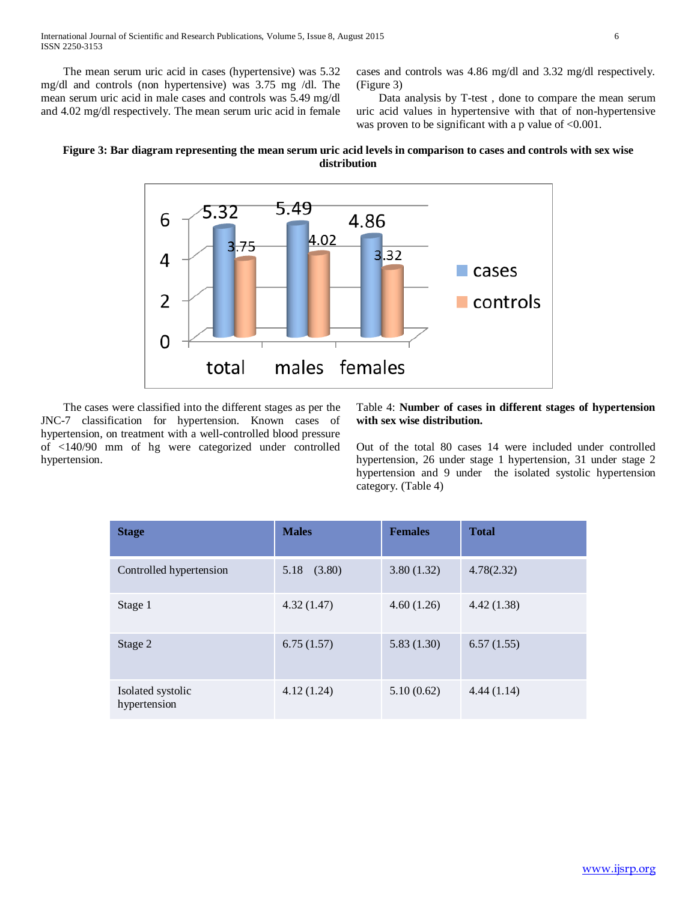The mean serum uric acid in cases (hypertensive) was 5.32 mg/dl and controls (non hypertensive) was 3.75 mg /dl. The mean serum uric acid in male cases and controls was 5.49 mg/dl and 4.02 mg/dl respectively. The mean serum uric acid in female cases and controls was 4.86 mg/dl and 3.32 mg/dl respectively. (Figure 3)

Data analysis by T-test , done to compare the mean serum uric acid values in hypertensive with that of non-hypertensive was proven to be significant with a p value of <0.001.

**Figure 3: Bar diagram representing the mean serum uric acid levels in comparison to cases and controls with sex wise distribution**

|  | cases | controls |
|---|---|---|
| total | 5.32 | 3.75 |
| males | 5.49 | 4.02 |
| females | 4.86 | 3.32 |

The cases were classified into the different stages as per the JNC-7 classification for hypertension. Known cases of hypertension, on treatment with a well-controlled blood pressure of <140/90 mm of hg were categorized under controlled hypertension.

Table 4: **Number of cases in different stages of hypertension with sex wise distribution.**

Out of the total 80 cases 14 were included under controlled hypertension, 26 under stage 1 hypertension, 31 under stage 2 hypertension and 9 under the isolated systolic hypertension category. (Table 4)

| **Stage** | **Males** | **Females** | **Total** |
|---|---|---|---|
| Controlled hypertension | 5.18 (3.80) | 3.80 (1.32) | 4.78(2.32) |
| Stage 1 | 4.32 (1.47) | 4.60 (1.26) | 4.42 (1.38) |
| Stage 2 | 6.75 (1.57) | 5.83 (1.30) | 6.57 (1.55) |
| Isolated systolic hypertension | 4.12 (1.24) | 5.10 (0.62) | 4.44 (1.14) |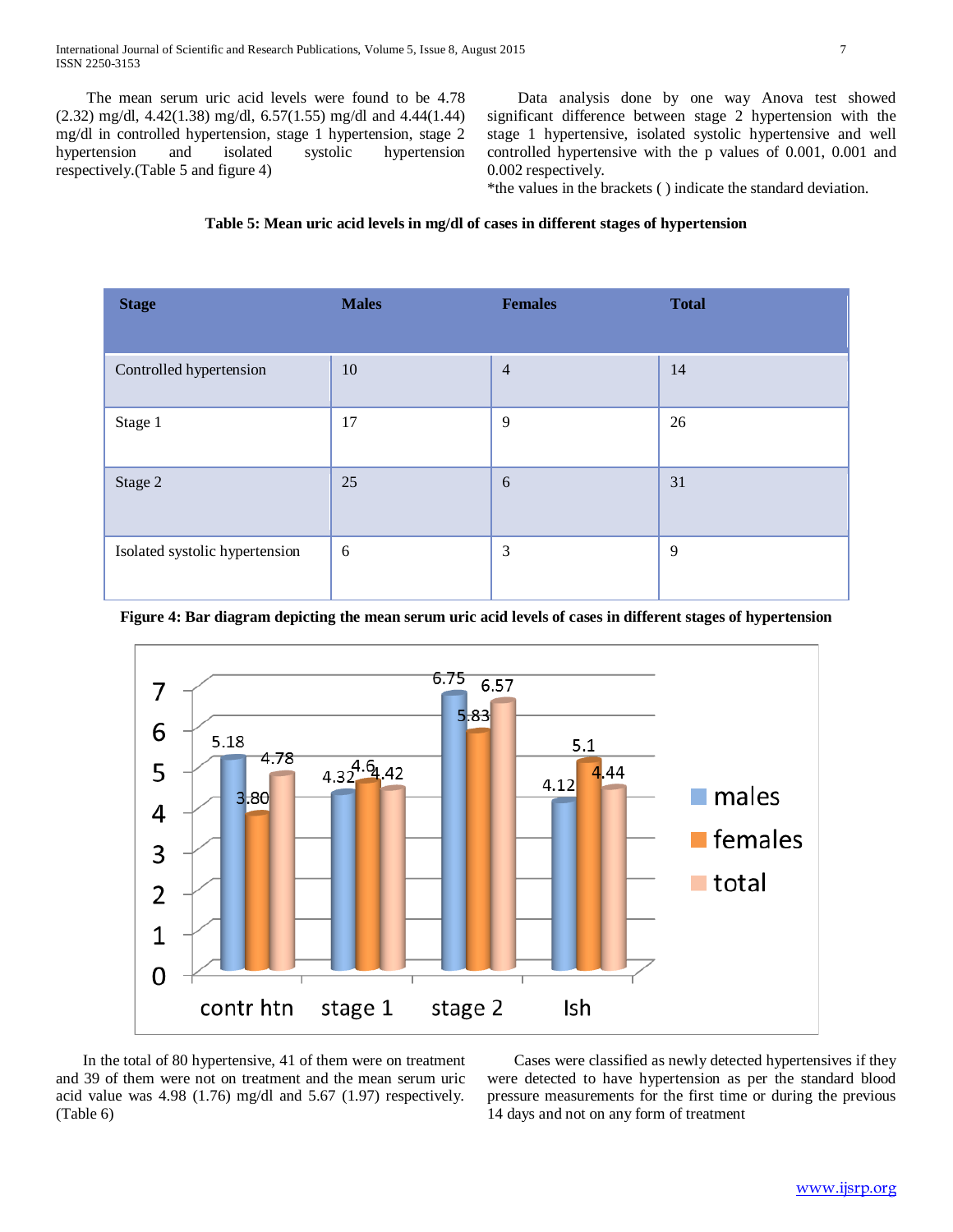The mean serum uric acid levels were found to be 4.78 (2.32) mg/dl, 4.42(1.38) mg/dl, 6.57(1.55) mg/dl and 4.44(1.44) mg/dl in controlled hypertension, stage 1 hypertension, stage 2 hypertension and isolated systolic hypertension respectively.(Table 5 and figure 4)

Data analysis done by one way Anova test showed significant difference between stage 2 hypertension with the stage 1 hypertensive, isolated systolic hypertensive and well controlled hypertensive with the p values of 0.001, 0.001 and 0.002 respectively.

*the values in the brackets ( ) indicate the standard deviation.

**Table 5: Mean uric acid levels in mg/dl of cases in different stages of hypertension**

| Stage | Males | Females | Total |
|---|---|---|---|
| Controlled hypertension | 10 | 4 | 14 |
| Stage 1 | 17 | 9 | 26 |
| Stage 2 | 25 | 6 | 31 |
| Isolated systolic hypertension | 6 | 3 | 9 |

**Figure 4: Bar diagram depicting the mean serum uric acid levels of cases in different stages of hypertension**

| | males | females | total |
|---|---|---|---|
| contr htn | 5.18 | 3.80 | 4.78 |
| stage 1 | 4.32 | 4.6 | 4.42 |
| stage 2 | 6.75 | 5.83 | 6.57 |
| Ish | 4.12 | 5.1 | 4.44 |

In the total of 80 hypertensive, 41 of them were on treatment and 39 of them were not on treatment and the mean serum uric acid value was 4.98 (1.76) mg/dl and 5.67 (1.97) respectively. (Table 6)

Cases were classified as newly detected hypertensives if they were detected to have hypertension as per the standard blood pressure measurements for the first time or during the previous 14 days and not on any form of treatment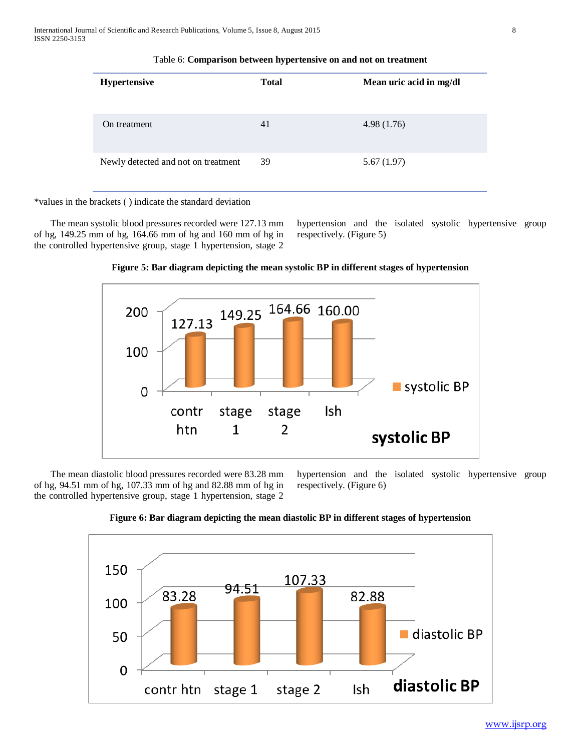Table 6: **Comparison between hypertensive on and not on treatment**

| Hypertensive | Total | Mean uric acid in mg/dl |
|---|---|---|
| On treatment | 41 | 4.98 (1.76) |
| Newly detected and not on treatment | 39 | 5.67 (1.97) |

*values in the brackets ( ) indicate the standard deviation

The mean systolic blood pressures recorded were 127.13 mm of hg, 149.25 mm of hg, 164.66 mm of hg and 160 mm of hg in the controlled hypertensive group, stage 1 hypertension, stage 2 hypertension and the isolated systolic hypertensive group respectively. (Figure 5)

**Figure 5: Bar diagram depicting the mean systolic BP in different stages of hypertension**

The mean diastolic blood pressures recorded were 83.28 mm of hg, 94.51 mm of hg, 107.33 mm of hg and 82.88 mm of hg in the controlled hypertensive group, stage 1 hypertension, stage 2 hypertension and the isolated systolic hypertensive group respectively. (Figure 6)

**Figure 6: Bar diagram depicting the mean diastolic BP in different stages of hypertension**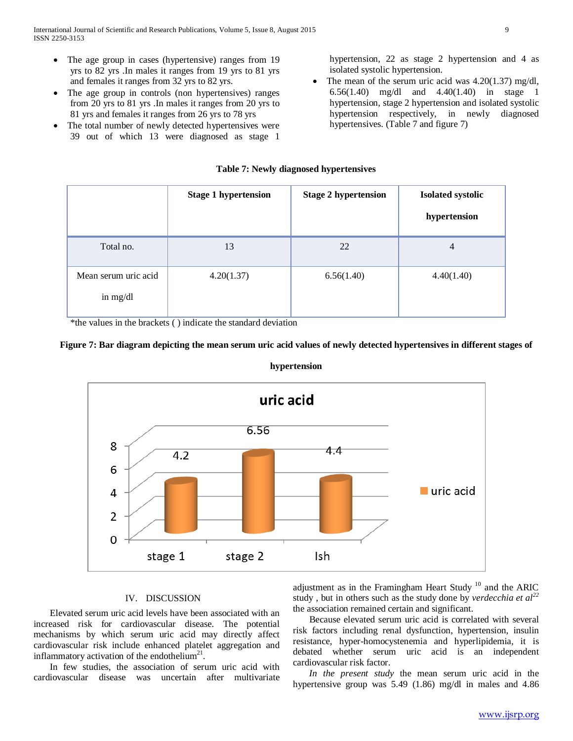- The age group in cases (hypertensive) ranges from 19 yrs to 82 yrs .In males it ranges from 19 yrs to 81 yrs and females it ranges from 32 yrs to 82 yrs.
- The age group in controls (non hypertensives) ranges from 20 yrs to 81 yrs .In males it ranges from 20 yrs to 81 yrs and females it ranges from 26 yrs to 78 yrs
- The total number of newly detected hypertensives were 39 out of which 13 were diagnosed as stage 1 hypertension, 22 as stage 2 hypertension and 4 as isolated systolic hypertension.
- The mean of the serum uric acid was 4.20(1.37) mg/dl, 6.56(1.40) mg/dl and 4.40(1.40) in stage 1 hypertension, stage 2 hypertension and isolated systolic hypertension respectively, in newly diagnosed hypertensives. (Table 7 and figure 7)

**Table 7: Newly diagnosed hypertensives**

| | Stage 1 hypertension | Stage 2 hypertension | Isolated systolic hypertension |
|---|---|---|---|
| Total no. | 13 | 22 | 4 |
| Mean serum uric acid in mg/dl | 4.20(1.37) | 6.56(1.40) | 4.40(1.40) |

*the values in the brackets ( ) indicate the standard deviation

**Figure 7: Bar diagram depicting the mean serum uric acid values of newly detected hypertensives in different stages of hypertension**

## IV. DISCUSSION

Elevated serum uric acid levels have been associated with an increased risk for cardiovascular disease. The potential mechanisms by which serum uric acid may directly affect cardiovascular risk include enhanced platelet aggregation and inflammatory activation of the endothelium[21].

In few studies, the association of serum uric acid with cardiovascular disease was uncertain after multivariate adjustment as in the Framingham Heart Study [10] and the ARIC study , but in others such as the study done by *verdecchia et al*[22] the association remained certain and significant.

Because elevated serum uric acid is correlated with several risk factors including renal dysfunction, hypertension, insulin resistance, hyper-homocystenemia and hyperlipidemia, it is debated whether serum uric acid is an independent cardiovascular risk factor.

*In the present study* the mean serum uric acid in the hypertensive group was 5.49 (1.86) mg/dl in males and 4.86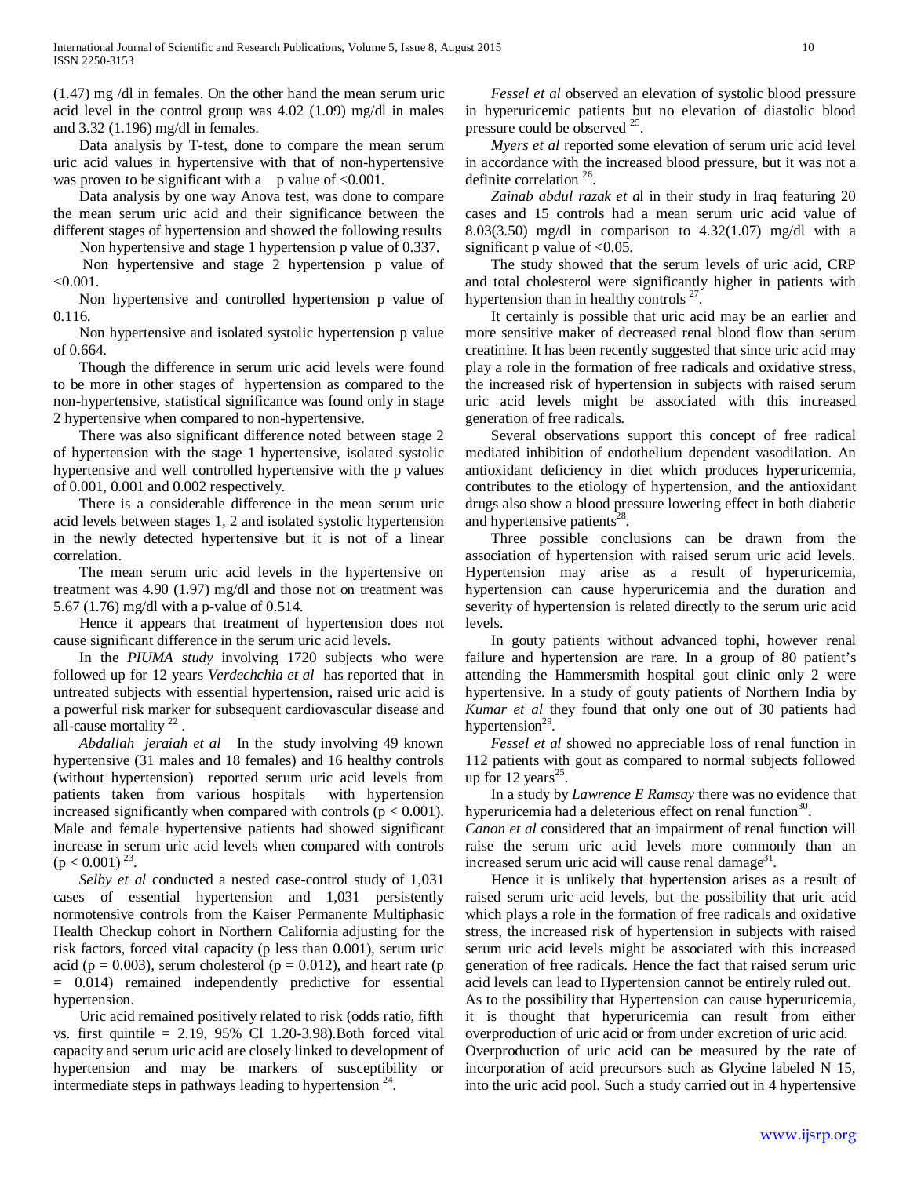(1.47) mg /dl in females. On the other hand the mean serum uric acid level in the control group was 4.02 (1.09) mg/dl in males and 3.32 (1.196) mg/dl in females.

Data analysis by T-test, done to compare the mean serum uric acid values in hypertensive with that of non-hypertensive was proven to be significant with a p value of <0.001.

Data analysis by one way Anova test, was done to compare the mean serum uric acid and their significance between the different stages of hypertension and showed the following results

Non hypertensive and stage 1 hypertension p value of 0.337.

Non hypertensive and stage 2 hypertension p value of <0.001.

Non hypertensive and controlled hypertension p value of 0.116.

Non hypertensive and isolated systolic hypertension p value of 0.664.

Though the difference in serum uric acid levels were found to be more in other stages of hypertension as compared to the non-hypertensive, statistical significance was found only in stage 2 hypertensive when compared to non-hypertensive.

There was also significant difference noted between stage 2 of hypertension with the stage 1 hypertensive, isolated systolic hypertensive and well controlled hypertensive with the p values of 0.001, 0.001 and 0.002 respectively.

There is a considerable difference in the mean serum uric acid levels between stages 1, 2 and isolated systolic hypertension in the newly detected hypertensive but it is not of a linear correlation.

The mean serum uric acid levels in the hypertensive on treatment was 4.90 (1.97) mg/dl and those not on treatment was 5.67 (1.76) mg/dl with a p-value of 0.514.

Hence it appears that treatment of hypertension does not cause significant difference in the serum uric acid levels.

In the *PIUMA study* involving 1720 subjects who were followed up for 12 years *Verdechchia et al* has reported that in untreated subjects with essential hypertension, raised uric acid is a powerful risk marker for subsequent cardiovascular disease and all-cause mortality [22].

*Abdallah jeraiah et al* In the study involving 49 known hypertensive (31 males and 18 females) and 16 healthy controls (without hypertension) reported serum uric acid levels from patients taken from various hospitals with hypertension increased significantly when compared with controls ($p < 0.001$). Male and female hypertensive patients had showed significant increase in serum uric acid levels when compared with controls ($p < 0.001$) [23].

*Selby et al* conducted a nested case-control study of 1,031 cases of essential hypertension and 1,031 persistently normotensive controls from the Kaiser Permanente Multiphasic Health Checkup cohort in Northern California adjusting for the risk factors, forced vital capacity (p less than 0.001), serum uric acid ($p = 0.003$), serum cholesterol ($p = 0.012$), and heart rate ($p = 0.014$) remained independently predictive for essential hypertension.

Uric acid remained positively related to risk (odds ratio, fifth vs. first quintile = 2.19, 95% Cl 1.20-3.98).Both forced vital capacity and serum uric acid are closely linked to development of hypertension and may be markers of susceptibility or intermediate steps in pathways leading to hypertension [24].

*Fessel et al* observed an elevation of systolic blood pressure in hyperuricemic patients but no elevation of diastolic blood pressure could be observed [25].

*Myers et al* reported some elevation of serum uric acid level in accordance with the increased blood pressure, but it was not a definite correlation [26].

*Zainab abdul razak et a*l in their study in Iraq featuring 20 cases and 15 controls had a mean serum uric acid value of 8.03(3.50) mg/dl in comparison to 4.32(1.07) mg/dl with a significant p value of <0.05.

The study showed that the serum levels of uric acid, CRP and total cholesterol were significantly higher in patients with hypertension than in healthy controls [27].

It certainly is possible that uric acid may be an earlier and more sensitive maker of decreased renal blood flow than serum creatinine. It has been recently suggested that since uric acid may play a role in the formation of free radicals and oxidative stress, the increased risk of hypertension in subjects with raised serum uric acid levels might be associated with this increased generation of free radicals.

Several observations support this concept of free radical mediated inhibition of endothelium dependent vasodilation. An antioxidant deficiency in diet which produces hyperuricemia, contributes to the etiology of hypertension, and the antioxidant drugs also show a blood pressure lowering effect in both diabetic and hypertensive patients[28].

Three possible conclusions can be drawn from the association of hypertension with raised serum uric acid levels. Hypertension may arise as a result of hyperuricemia, hypertension can cause hyperuricemia and the duration and severity of hypertension is related directly to the serum uric acid levels.

In gouty patients without advanced tophi, however renal failure and hypertension are rare. In a group of 80 patient's attending the Hammersmith hospital gout clinic only 2 were hypertensive. In a study of gouty patients of Northern India by *Kumar et al* they found that only one out of 30 patients had hypertension[29].

*Fessel et al* showed no appreciable loss of renal function in 112 patients with gout as compared to normal subjects followed up for 12 years[25].

In a study by *Lawrence E Ramsay* there was no evidence that hyperuricemia had a deleterious effect on renal function[30].

*Canon et al* considered that an impairment of renal function will raise the serum uric acid levels more commonly than an increased serum uric acid will cause renal damage[31].

Hence it is unlikely that hypertension arises as a result of raised serum uric acid levels, but the possibility that uric acid which plays a role in the formation of free radicals and oxidative stress, the increased risk of hypertension in subjects with raised serum uric acid levels might be associated with this increased generation of free radicals. Hence the fact that raised serum uric acid levels can lead to Hypertension cannot be entirely ruled out.

As to the possibility that Hypertension can cause hyperuricemia, it is thought that hyperuricemia can result from either overproduction of uric acid or from under excretion of uric acid.

Overproduction of uric acid can be measured by the rate of incorporation of acid precursors such as Glycine labeled N 15, into the uric acid pool. Such a study carried out in 4 hypertensive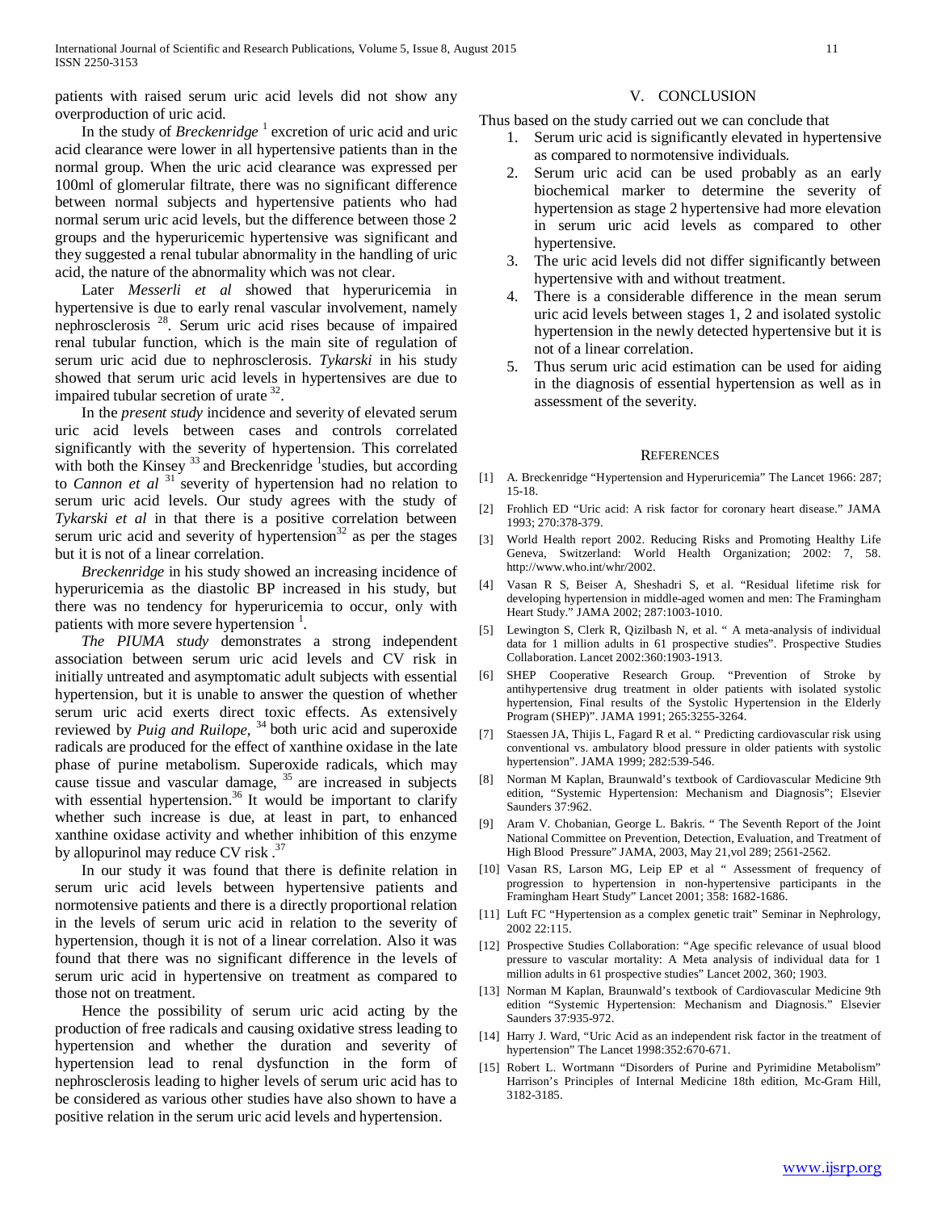patients with raised serum uric acid levels did not show any overproduction of uric acid.

In the study of *Breckenridge* [1] excretion of uric acid and uric acid clearance were lower in all hypertensive patients than in the normal group. When the uric acid clearance was expressed per 100ml of glomerular filtrate, there was no significant difference between normal subjects and hypertensive patients who had normal serum uric acid levels, but the difference between those 2 groups and the hyperuricemic hypertensive was significant and they suggested a renal tubular abnormality in the handling of uric acid, the nature of the abnormality which was not clear.

Later *Messerli et al* showed that hyperuricemia in hypertensive is due to early renal vascular involvement, namely nephrosclerosis [28]. Serum uric acid rises because of impaired renal tubular function, which is the main site of regulation of serum uric acid due to nephrosclerosis. *Tykarski* in his study showed that serum uric acid levels in hypertensives are due to impaired tubular secretion of urate [32].

In the *present study* incidence and severity of elevated serum uric acid levels between cases and controls correlated significantly with the severity of hypertension. This correlated with both the Kinsey [33] and Breckenridge [1]studies, but according to *Cannon et al* [31] severity of hypertension had no relation to serum uric acid levels. Our study agrees with the study of *Tykarski et al* in that there is a positive correlation between serum uric acid and severity of hypertension[32] as per the stages but it is not of a linear correlation.

*Breckenridge* in his study showed an increasing incidence of hyperuricemia as the diastolic BP increased in his study, but there was no tendency for hyperuricemia to occur, only with patients with more severe hypertension [1].

*The PIUMA study* demonstrates a strong independent association between serum uric acid levels and CV risk in initially untreated and asymptomatic adult subjects with essential hypertension, but it is unable to answer the question of whether serum uric acid exerts direct toxic effects. As extensively reviewed by *Puig and Ruilope,* [34] both uric acid and superoxide radicals are produced for the effect of xanthine oxidase in the late phase of purine metabolism. Superoxide radicals, which may cause tissue and vascular damage, [35] are increased in subjects with essential hypertension.[36] It would be important to clarify whether such increase is due, at least in part, to enhanced xanthine oxidase activity and whether inhibition of this enzyme by allopurinol may reduce CV risk .[37]

In our study it was found that there is definite relation in serum uric acid levels between hypertensive patients and normotensive patients and there is a directly proportional relation in the levels of serum uric acid in relation to the severity of hypertension, though it is not of a linear correlation. Also it was found that there was no significant difference in the levels of serum uric acid in hypertensive on treatment as compared to those not on treatment.

Hence the possibility of serum uric acid acting by the production of free radicals and causing oxidative stress leading to hypertension and whether the duration and severity of hypertension lead to renal dysfunction in the form of nephrosclerosis leading to higher levels of serum uric acid has to be considered as various other studies have also shown to have a positive relation in the serum uric acid levels and hypertension.

## V. Conclusion

Thus based on the study carried out we can conclude that

1. Serum uric acid is significantly elevated in hypertensive as compared to normotensive individuals.
2. Serum uric acid can be used probably as an early biochemical marker to determine the severity of hypertension as stage 2 hypertensive had more elevation in serum uric acid levels as compared to other hypertensive.
3. The uric acid levels did not differ significantly between hypertensive with and without treatment.
4. There is a considerable difference in the mean serum uric acid levels between stages 1, 2 and isolated systolic hypertension in the newly detected hypertensive but it is not of a linear correlation.
5. Thus serum uric acid estimation can be used for aiding in the diagnosis of essential hypertension as well as in assessment of the severity.

## References

[1] A. Breckenridge "Hypertension and Hyperuricemia" The Lancet 1966: 287; 15-18.

[2] Frohlich ED "Uric acid: A risk factor for coronary heart disease." JAMA 1993; 270:378-379.

[3] World Health report 2002. Reducing Risks and Promoting Healthy Life Geneva, Switzerland: World Health Organization; 2002: 7, 58. http://www.who.int/whr/2002.

[4] Vasan R S, Beiser A, Sheshadri S, et al. "Residual lifetime risk for developing hypertension in middle-aged women and men: The Framingham Heart Study." JAMA 2002; 287:1003-1010.

[5] Lewington S, Clerk R, Qizilbash N, et al. " A meta-analysis of individual data for 1 million adults in 61 prospective studies". Prospective Studies Collaboration. Lancet 2002:360:1903-1913.

[6] SHEP Cooperative Research Group. "Prevention of Stroke by antihypertensive drug treatment in older patients with isolated systolic hypertension, Final results of the Systolic Hypertension in the Elderly Program (SHEP)". JAMA 1991; 265:3255-3264.

[7] Staessen JA, Thijis L, Fagard R et al. " Predicting cardiovascular risk using conventional vs. ambulatory blood pressure in older patients with systolic hypertension". JAMA 1999; 282:539-546.

[8] Norman M Kaplan, Braunwald's textbook of Cardiovascular Medicine 9th edition, "Systemic Hypertension: Mechanism and Diagnosis"; Elsevier Saunders 37:962.

[9] Aram V. Chobanian, George L. Bakris. " The Seventh Report of the Joint National Committee on Prevention, Detection, Evaluation, and Treatment of High Blood Pressure" JAMA, 2003, May 21,vol 289; 2561-2562.

[10] Vasan RS, Larson MG, Leip EP et al " Assessment of frequency of progression to hypertension in non-hypertensive participants in the Framingham Heart Study" Lancet 2001; 358: 1682-1686.

[11] Luft FC "Hypertension as a complex genetic trait" Seminar in Nephrology, 2002 22:115.

[12] Prospective Studies Collaboration: "Age specific relevance of usual blood pressure to vascular mortality: A Meta analysis of individual data for 1 million adults in 61 prospective studies" Lancet 2002, 360; 1903.

[13] Norman M Kaplan, Braunwald's textbook of Cardiovascular Medicine 9th edition "Systemic Hypertension: Mechanism and Diagnosis." Elsevier Saunders 37:935-972.

[14] Harry J. Ward, "Uric Acid as an independent risk factor in the treatment of hypertension" The Lancet 1998:352:670-671.

[15] Robert L. Wortmann "Disorders of Purine and Pyrimidine Metabolism" Harrison's Principles of Internal Medicine 18th edition, Mc-Gram Hill, 3182-3185.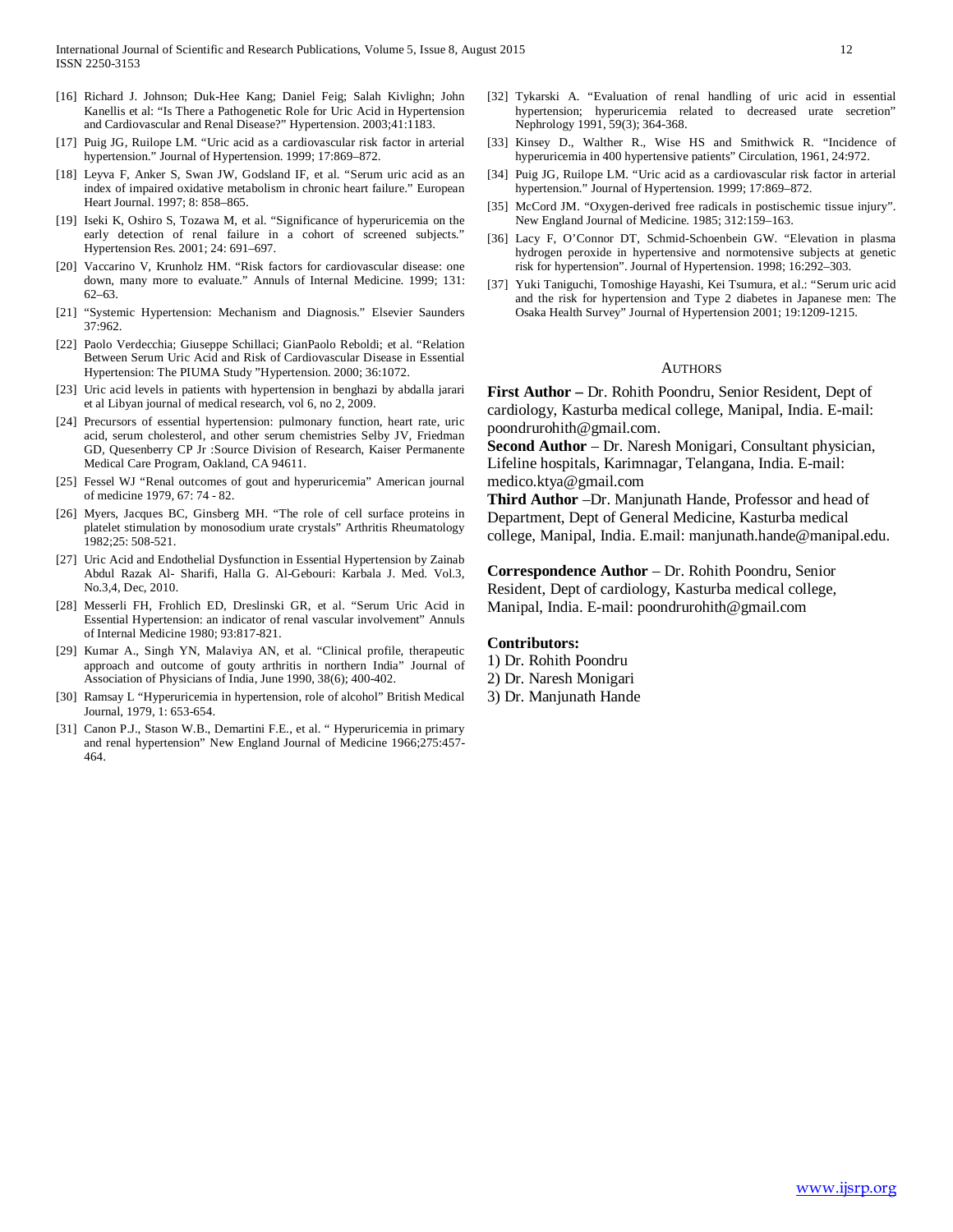[16] Richard J. Johnson; Duk-Hee Kang; Daniel Feig; Salah Kivlighn; John Kanellis et al: "Is There a Pathogenetic Role for Uric Acid in Hypertension and Cardiovascular and Renal Disease?" Hypertension. 2003;41:1183.

[17] Puig JG, Ruilope LM. "Uric acid as a cardiovascular risk factor in arterial hypertension." Journal of Hypertension. 1999; 17:869–872.

[18] Leyva F, Anker S, Swan JW, Godsland IF, et al. "Serum uric acid as an index of impaired oxidative metabolism in chronic heart failure." European Heart Journal. 1997; 8: 858–865.

[19] Iseki K, Oshiro S, Tozawa M, et al. "Significance of hyperuricemia on the early detection of renal failure in a cohort of screened subjects." Hypertension Res. 2001; 24: 691–697.

[20] Vaccarino V, Krunholz HM. "Risk factors for cardiovascular disease: one down, many more to evaluate." Annuls of Internal Medicine. 1999; 131: 62–63.

[21] "Systemic Hypertension: Mechanism and Diagnosis." Elsevier Saunders 37:962.

[22] Paolo Verdecchia; Giuseppe Schillaci; GianPaolo Reboldi; et al. "Relation Between Serum Uric Acid and Risk of Cardiovascular Disease in Essential Hypertension: The PIUMA Study "Hypertension. 2000; 36:1072.

[23] Uric acid levels in patients with hypertension in benghazi by abdalla jarari et al Libyan journal of medical research, vol 6, no 2, 2009.

[24] Precursors of essential hypertension: pulmonary function, heart rate, uric acid, serum cholesterol, and other serum chemistries Selby JV, Friedman GD, Quesenberry CP Jr :Source Division of Research, Kaiser Permanente Medical Care Program, Oakland, CA 94611.

[25] Fessel WJ "Renal outcomes of gout and hyperuricemia" American journal of medicine 1979, 67: 74 - 82.

[26] Myers, Jacques BC, Ginsberg MH. "The role of cell surface proteins in platelet stimulation by monosodium urate crystals" Arthritis Rheumatology 1982;25: 508-521.

[27] Uric Acid and Endothelial Dysfunction in Essential Hypertension by Zainab Abdul Razak Al- Sharifi, Halla G. Al-Gebouri: Karbala J. Med. Vol.3, No.3,4, Dec, 2010.

[28] Messerli FH, Frohlich ED, Dreslinski GR, et al. "Serum Uric Acid in Essential Hypertension: an indicator of renal vascular involvement" Annuls of Internal Medicine 1980; 93:817-821.

[29] Kumar A., Singh YN, Malaviya AN, et al. "Clinical profile, therapeutic approach and outcome of gouty arthritis in northern India" Journal of Association of Physicians of India, June 1990, 38(6); 400-402.

[30] Ramsay L "Hyperuricemia in hypertension, role of alcohol" British Medical Journal, 1979, 1: 653-654.

[31] Canon P.J., Stason W.B., Demartini F.E., et al. " Hyperuricemia in primary and renal hypertension" New England Journal of Medicine 1966;275:457-464.

[32] Tykarski A. "Evaluation of renal handling of uric acid in essential hypertension; hyperuricemia related to decreased urate secretion" Nephrology 1991, 59(3); 364-368.

[33] Kinsey D., Walther R., Wise HS and Smithwick R. "Incidence of hyperuricemia in 400 hypertensive patients" Circulation, 1961, 24:972.

[34] Puig JG, Ruilope LM. "Uric acid as a cardiovascular risk factor in arterial hypertension." Journal of Hypertension. 1999; 17:869–872.

[35] McCord JM. "Oxygen-derived free radicals in postischemic tissue injury". New England Journal of Medicine. 1985; 312:159–163.

[36] Lacy F, O'Connor DT, Schmid-Schoenbein GW. "Elevation in plasma hydrogen peroxide in hypertensive and normotensive subjects at genetic risk for hypertension". Journal of Hypertension. 1998; 16:292–303.

[37] Yuki Taniguchi, Tomoshige Hayashi, Kei Tsumura, et al.: "Serum uric acid and the risk for hypertension and Type 2 diabetes in Japanese men: The Osaka Health Survey" Journal of Hypertension 2001; 19:1209-1215.

## Authors

**First Author –** Dr. Rohith Poondru, Senior Resident, Dept of cardiology, Kasturba medical college, Manipal, India. E-mail: poondrurohith@gmail.com.

**Second Author** – Dr. Naresh Monigari, Consultant physician, Lifeline hospitals, Karimnagar, Telangana, India. E-mail: medico.ktya@gmail.com

**Third Author** –Dr. Manjunath Hande, Professor and head of Department, Dept of General Medicine, Kasturba medical college, Manipal, India. E.mail: manjunath.hande@manipal.edu.

**Correspondence Author** – Dr. Rohith Poondru, Senior Resident, Dept of cardiology, Kasturba medical college, Manipal, India. E-mail: poondrurohith@gmail.com

**Contributors:**

1) Dr. Rohith Poondru
2) Dr. Naresh Monigari
3) Dr. Manjunath Hande